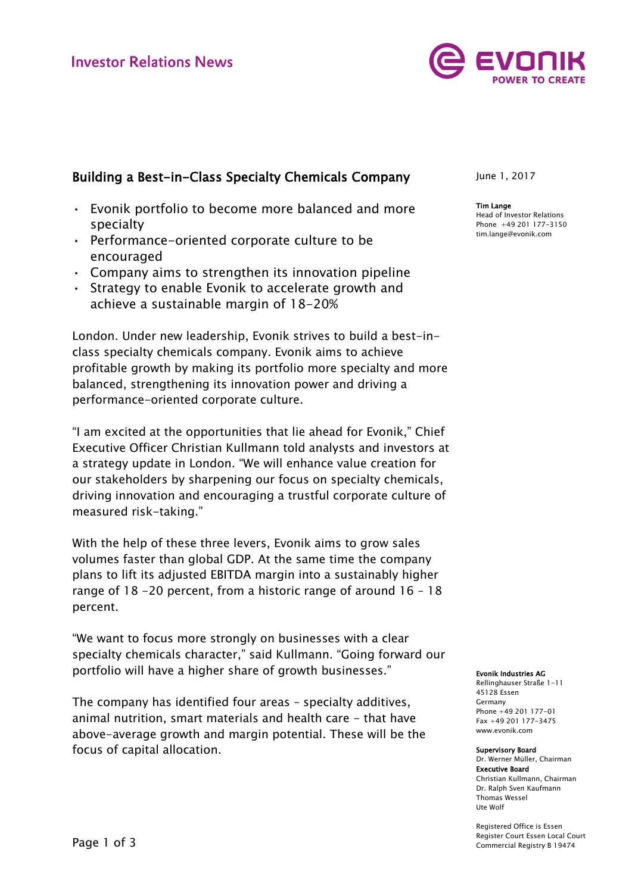Investor Relations News

# Building a Best-in-Class Specialty Chemicals Company

June 1, 2017

**Tim Lange**
Head of Investor Relations
Phone +49 201 177-3150
tim.lange@evonik.com

- Evonik portfolio to become more balanced and more specialty
- Performance-oriented corporate culture to be encouraged
- Company aims to strengthen its innovation pipeline
- Strategy to enable Evonik to accelerate growth and achieve a sustainable margin of 18-20%

London. Under new leadership, Evonik strives to build a best-in-class specialty chemicals company. Evonik aims to achieve profitable growth by making its portfolio more specialty and more balanced, strengthening its innovation power and driving a performance-oriented corporate culture.

"I am excited at the opportunities that lie ahead for Evonik," Chief Executive Officer Christian Kullmann told analysts and investors at a strategy update in London. "We will enhance value creation for our stakeholders by sharpening our focus on specialty chemicals, driving innovation and encouraging a trustful corporate culture of measured risk-taking."

With the help of these three levers, Evonik aims to grow sales volumes faster than global GDP. At the same time the company plans to lift its adjusted EBITDA margin into a sustainably higher range of 18 -20 percent, from a historic range of around 16 – 18 percent.

"We want to focus more strongly on businesses with a clear specialty chemicals character," said Kullmann. "Going forward our portfolio will have a higher share of growth businesses."

The company has identified four areas – specialty additives, animal nutrition, smart materials and health care – that have above-average growth and margin potential. These will be the focus of capital allocation.

**Evonik Industries AG**
Rellinghauser Straße 1-11
45128 Essen
Germany
Phone +49 201 177-01
Fax +49 201 177-3475
www.evonik.com

**Supervisory Board**
Dr. Werner Müller, Chairman
**Executive Board**
Christian Kullmann, Chairman
Dr. Ralph Sven Kaufmann
Thomas Wessel
Ute Wolf

Registered Office is Essen
Register Court Essen Local Court
Commercial Registry B 19474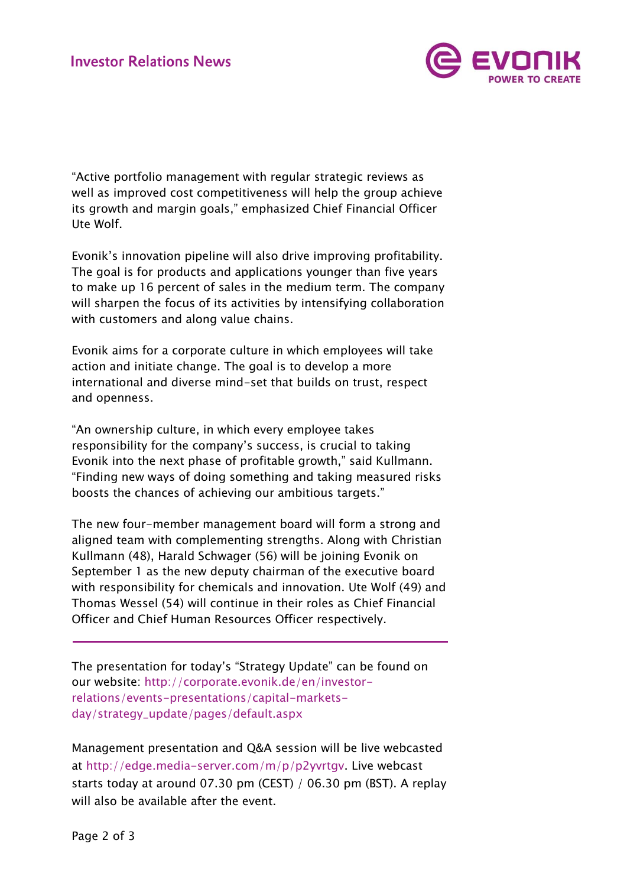"Active portfolio management with regular strategic reviews as well as improved cost competitiveness will help the group achieve its growth and margin goals," emphasized Chief Financial Officer Ute Wolf.

Evonik's innovation pipeline will also drive improving profitability. The goal is for products and applications younger than five years to make up 16 percent of sales in the medium term. The company will sharpen the focus of its activities by intensifying collaboration with customers and along value chains.

Evonik aims for a corporate culture in which employees will take action and initiate change. The goal is to develop a more international and diverse mind-set that builds on trust, respect and openness.

"An ownership culture, in which every employee takes responsibility for the company's success, is crucial to taking Evonik into the next phase of profitable growth," said Kullmann. "Finding new ways of doing something and taking measured risks boosts the chances of achieving our ambitious targets."

The new four-member management board will form a strong and aligned team with complementing strengths. Along with Christian Kullmann (48), Harald Schwager (56) will be joining Evonik on September 1 as the new deputy chairman of the executive board with responsibility for chemicals and innovation. Ute Wolf (49) and Thomas Wessel (54) will continue in their roles as Chief Financial Officer and Chief Human Resources Officer respectively.

---

The presentation for today's "Strategy Update" can be found on our website: http://corporate.evonik.de/en/investor-relations/events-presentations/capital-markets-day/strategy_update/pages/default.aspx

Management presentation and Q&A session will be live webcasted at http://edge.media-server.com/m/p/p2yvrtgv. Live webcast starts today at around 07.30 pm (CEST) / 06.30 pm (BST). A replay will also be available after the event.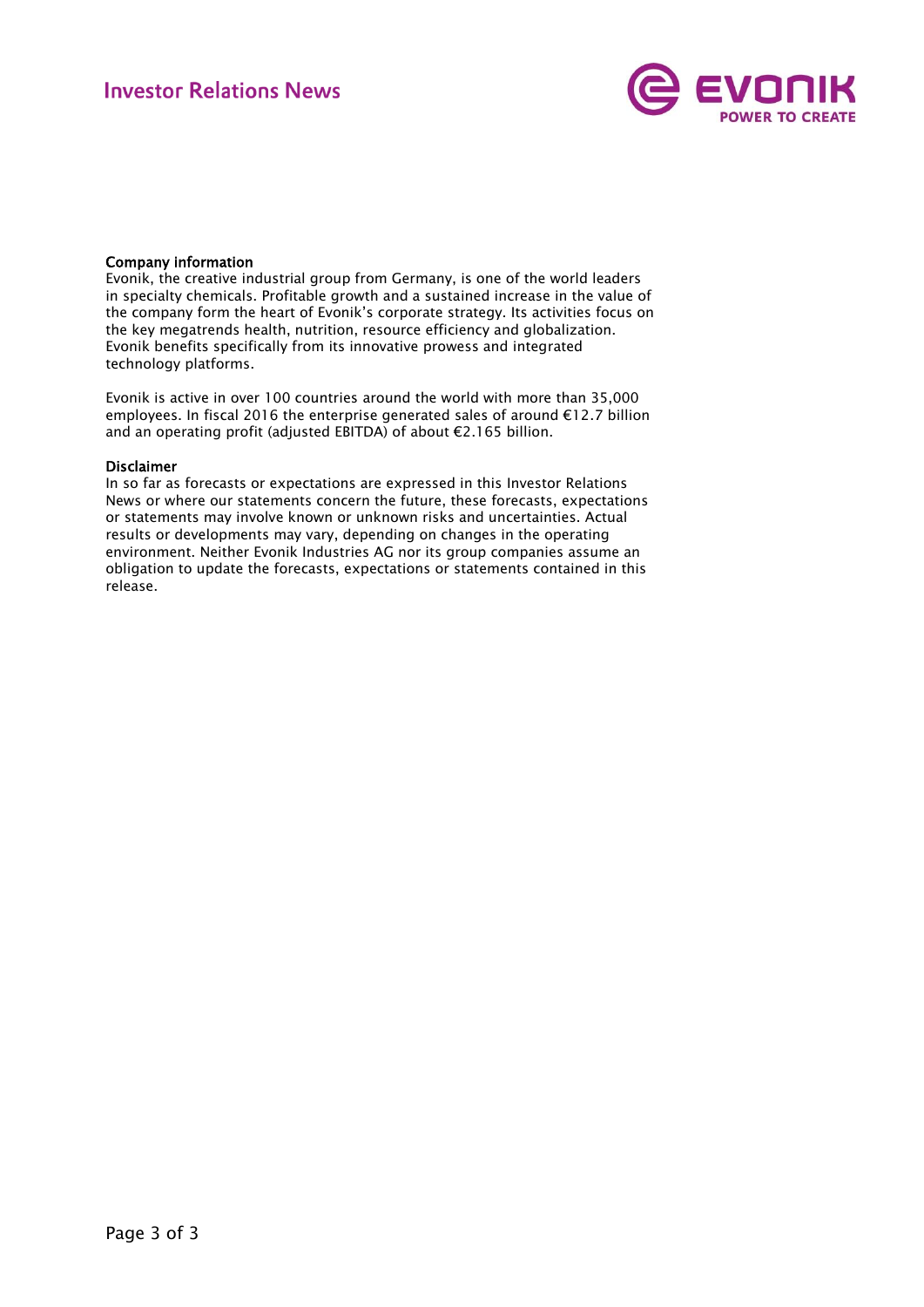**Company information**
Evonik, the creative industrial group from Germany, is one of the world leaders in specialty chemicals. Profitable growth and a sustained increase in the value of the company form the heart of Evonik's corporate strategy. Its activities focus on the key megatrends health, nutrition, resource efficiency and globalization. Evonik benefits specifically from its innovative prowess and integrated technology platforms.

Evonik is active in over 100 countries around the world with more than 35,000 employees. In fiscal 2016 the enterprise generated sales of around €12.7 billion and an operating profit (adjusted EBITDA) of about €2.165 billion.

**Disclaimer**
In so far as forecasts or expectations are expressed in this Investor Relations News or where our statements concern the future, these forecasts, expectations or statements may involve known or unknown risks and uncertainties. Actual results or developments may vary, depending on changes in the operating environment. Neither Evonik Industries AG nor its group companies assume an obligation to update the forecasts, expectations or statements contained in this release.